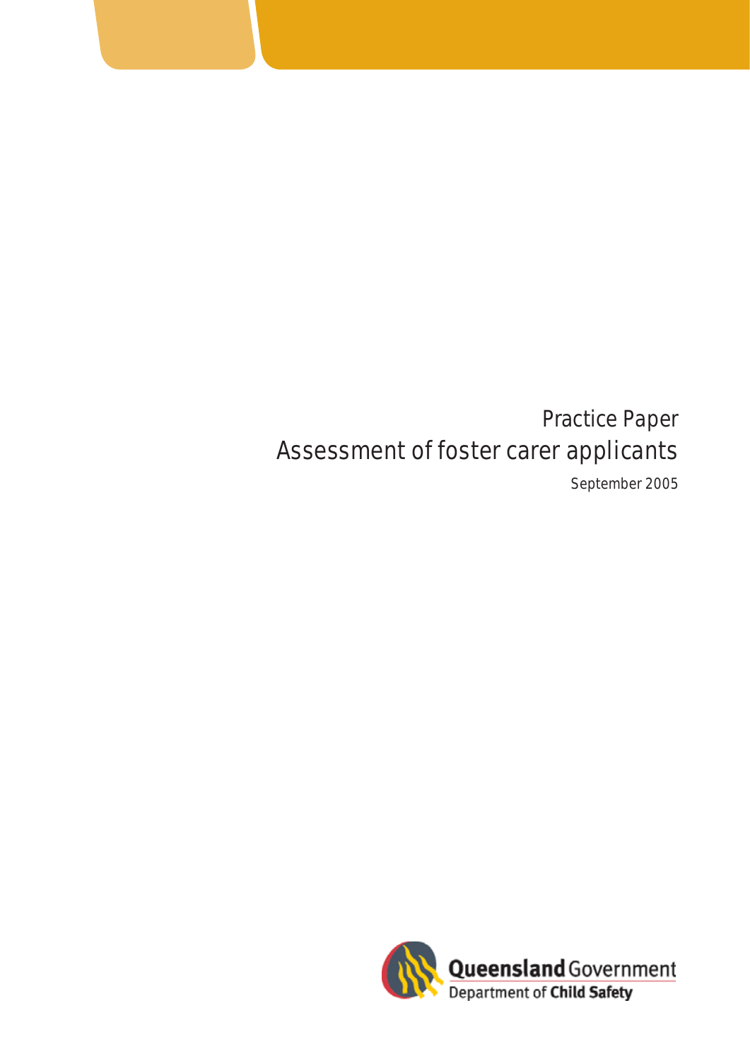Practice Paper

# Assessment of foster carer applicants

September 2005

Queensland Government
Department of Child Safety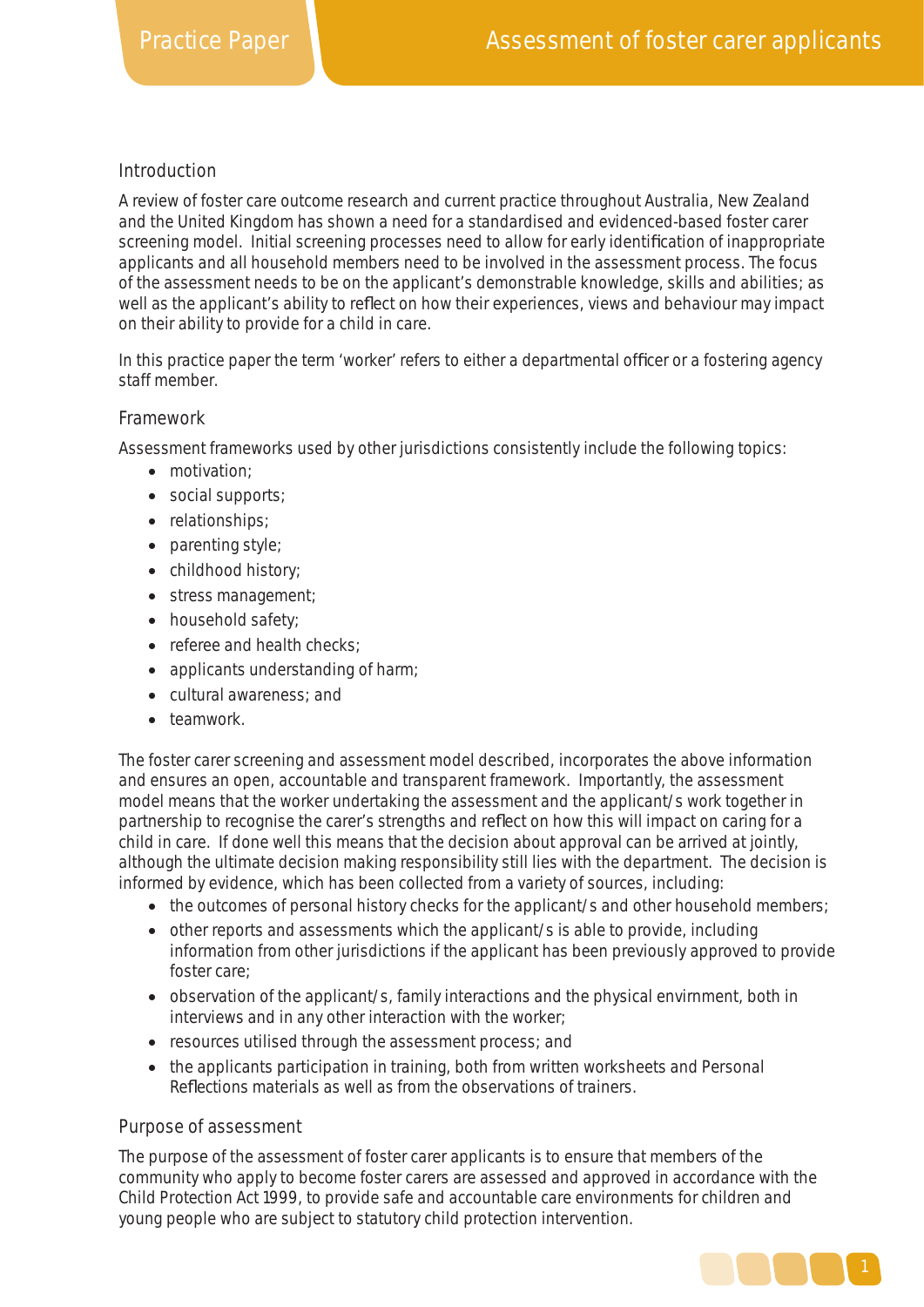## Introduction

A review of foster care outcome research and current practice throughout Australia, New Zealand and the United Kingdom has shown a need for a standardised and evidenced-based foster carer screening model. Initial screening processes need to allow for early identification of inappropriate applicants and all household members need to be involved in the assessment process. The focus of the assessment needs to be on the applicant's demonstrable knowledge, skills and abilities; as well as the applicant's ability to reflect on how their experiences, views and behaviour may impact on their ability to provide for a child in care.

In this practice paper the term 'worker' refers to either a departmental officer or a fostering agency staff member.

## Framework

Assessment frameworks used by other jurisdictions consistently include the following topics:

- motivation;
- social supports;
- relationships;
- parenting style;
- childhood history;
- stress management;
- household safety;
- referee and health checks;
- applicants understanding of harm;
- cultural awareness; and
- teamwork.

The foster carer screening and assessment model described, incorporates the above information and ensures an open, accountable and transparent framework. Importantly, the assessment model means that the worker undertaking the assessment and the applicant/s work together in partnership to recognise the carer's strengths and reflect on how this will impact on caring for a child in care. If done well this means that the decision about approval can be arrived at jointly, although the ultimate decision making responsibility still lies with the department. The decision is informed by evidence, which has been collected from a variety of sources, including:

- the outcomes of personal history checks for the applicant/s and other household members;
- other reports and assessments which the applicant/s is able to provide, including information from other jurisdictions if the applicant has been previously approved to provide foster care;
- observation of the applicant/s, family interactions and the physical envirnment, both in interviews and in any other interaction with the worker;
- resources utilised through the assessment process; and
- the applicants participation in training, both from written worksheets and Personal Reflections materials as well as from the observations of trainers.

## Purpose of assessment

The purpose of the assessment of foster carer applicants is to ensure that members of the community who apply to become foster carers are assessed and approved in accordance with the Child Protection Act 1999, to provide safe and accountable care environments for children and young people who are subject to statutory child protection intervention.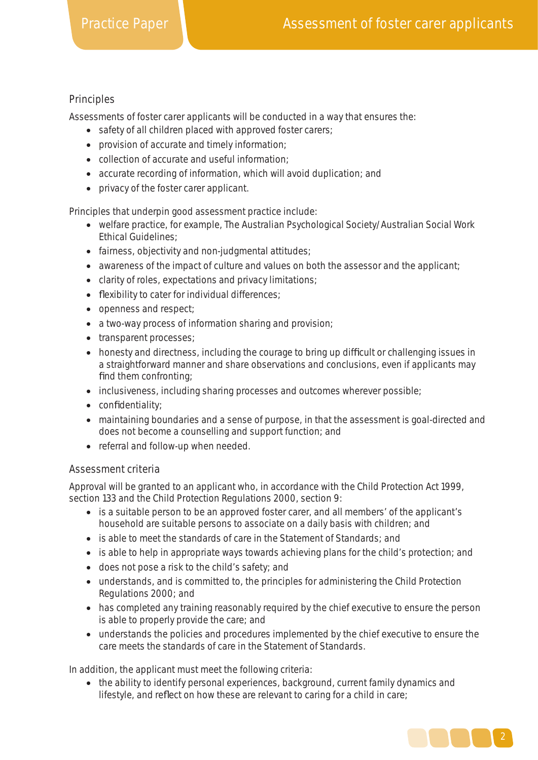## Principles

Assessments of foster carer applicants will be conducted in a way that ensures the:

- safety of all children placed with approved foster carers;
- provision of accurate and timely information;
- collection of accurate and useful information;
- accurate recording of information, which will avoid duplication; and
- privacy of the foster carer applicant.

Principles that underpin good assessment practice include:

- welfare practice, for example, The Australian Psychological Society/Australian Social Work Ethical Guidelines;
- fairness, objectivity and non-judgmental attitudes;
- awareness of the impact of culture and values on both the assessor and the applicant;
- clarity of roles, expectations and privacy limitations;
- flexibility to cater for individual differences;
- openness and respect;
- a two-way process of information sharing and provision;
- transparent processes;
- honesty and directness, including the courage to bring up difficult or challenging issues in a straightforward manner and share observations and conclusions, even if applicants may find them confronting;
- inclusiveness, including sharing processes and outcomes wherever possible;
- confidentiality;
- maintaining boundaries and a sense of purpose, in that the assessment is goal-directed and does not become a counselling and support function; and
- referral and follow-up when needed.

## Assessment criteria

Approval will be granted to an applicant who, in accordance with the Child Protection Act 1999, section 133 and the Child Protection Regulations 2000, section 9:

- is a suitable person to be an approved foster carer, and all members' of the applicant's household are suitable persons to associate on a daily basis with children; and
- is able to meet the standards of care in the Statement of Standards; and
- is able to help in appropriate ways towards achieving plans for the child's protection; and
- does not pose a risk to the child's safety; and
- understands, and is committed to, the principles for administering the Child Protection Regulations 2000; and
- has completed any training reasonably required by the chief executive to ensure the person is able to properly provide the care; and
- understands the policies and procedures implemented by the chief executive to ensure the care meets the standards of care in the Statement of Standards.

In addition, the applicant must meet the following criteria:

- the ability to identify personal experiences, background, current family dynamics and lifestyle, and reflect on how these are relevant to caring for a child in care;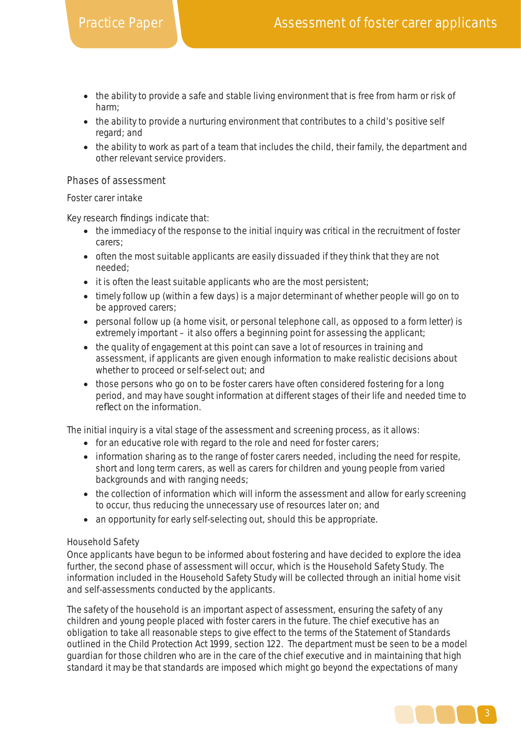- the ability to provide a safe and stable living environment that is free from harm or risk of harm;
- the ability to provide a nurturing environment that contributes to a child's positive self regard; and
- the ability to work as part of a team that includes the child, their family, the department and other relevant service providers.

## Phases of assessment

### Foster carer intake

Key research findings indicate that:

- the immediacy of the response to the initial inquiry was critical in the recruitment of foster carers;
- often the most suitable applicants are easily dissuaded if they think that they are not needed;
- it is often the least suitable applicants who are the most persistent;
- timely follow up (within a few days) is a major determinant of whether people will go on to be approved carers;
- personal follow up (a home visit, or personal telephone call, as opposed to a form letter) is extremely important – it also offers a beginning point for assessing the applicant;
- the quality of engagement at this point can save a lot of resources in training and assessment, if applicants are given enough information to make realistic decisions about whether to proceed or self-select out; and
- those persons who go on to be foster carers have often considered fostering for a long period, and may have sought information at different stages of their life and needed time to reflect on the information.

The initial inquiry is a vital stage of the assessment and screening process, as it allows:

- for an educative role with regard to the role and need for foster carers;
- information sharing as to the range of foster carers needed, including the need for respite, short and long term carers, as well as carers for children and young people from varied backgrounds and with ranging needs;
- the collection of information which will inform the assessment and allow for early screening to occur, thus reducing the unnecessary use of resources later on; and
- an opportunity for early self-selecting out, should this be appropriate.

### Household Safety

Once applicants have begun to be informed about fostering and have decided to explore the idea further, the second phase of assessment will occur, which is the Household Safety Study. The information included in the Household Safety Study will be collected through an initial home visit and self-assessments conducted by the applicants.

The safety of the household is an important aspect of assessment, ensuring the safety of any children and young people placed with foster carers in the future. The chief executive has an obligation to take all reasonable steps to give effect to the terms of the Statement of Standards outlined in the Child Protection Act 1999, section 122. The department must be seen to be a model guardian for those children who are in the care of the chief executive and in maintaining that high standard it may be that standards are imposed which might go beyond the expectations of many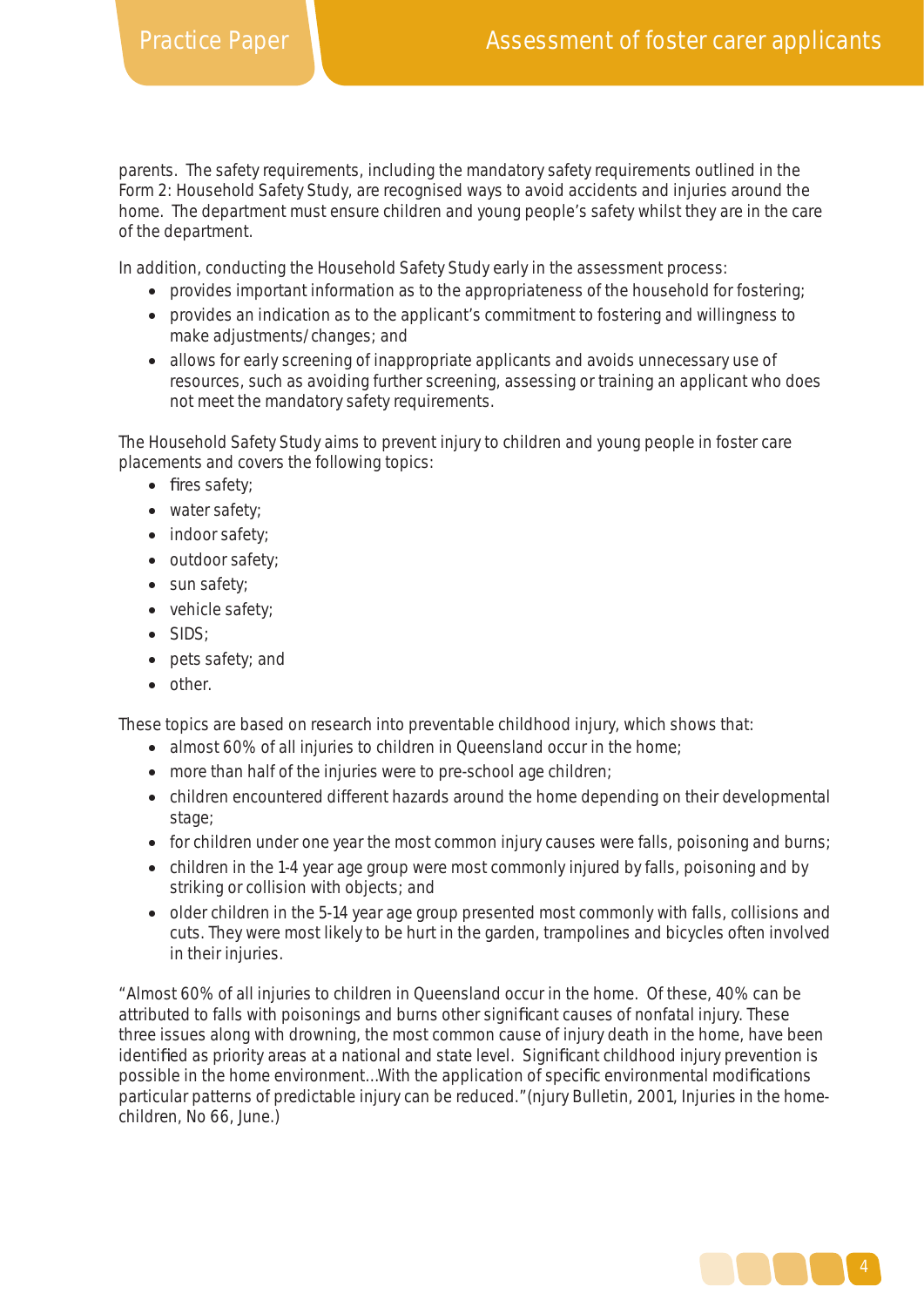parents. The safety requirements, including the mandatory safety requirements outlined in the Form 2: Household Safety Study, are recognised ways to avoid accidents and injuries around the home. The department must ensure children and young people's safety whilst they are in the care of the department.

In addition, conducting the Household Safety Study early in the assessment process:

- provides important information as to the appropriateness of the household for fostering;
- provides an indication as to the applicant's commitment to fostering and willingness to make adjustments/changes; and
- allows for early screening of inappropriate applicants and avoids unnecessary use of resources, such as avoiding further screening, assessing or training an applicant who does not meet the mandatory safety requirements.

The Household Safety Study aims to prevent injury to children and young people in foster care placements and covers the following topics:

- fires safety;
- water safety;
- indoor safety;
- outdoor safety;
- sun safety;
- vehicle safety;
- SIDS;
- pets safety; and
- other.

These topics are based on research into preventable childhood injury, which shows that:

- almost 60% of all injuries to children in Queensland occur in the home;
- more than half of the injuries were to pre-school age children;
- children encountered different hazards around the home depending on their developmental stage;
- for children under one year the most common injury causes were falls, poisoning and burns;
- children in the 1-4 year age group were most commonly injured by falls, poisoning and by striking or collision with objects; and
- older children in the 5-14 year age group presented most commonly with falls, collisions and cuts. They were most likely to be hurt in the garden, trampolines and bicycles often involved in their injuries.

"Almost 60% of all injuries to children in Queensland occur in the home. Of these, 40% can be attributed to falls with poisonings and burns other significant causes of nonfatal injury. These three issues along with drowning, the most common cause of injury death in the home, have been identified as priority areas at a national and state level. Significant childhood injury prevention is possible in the home environment...With the application of specific environmental modifications particular patterns of predictable injury can be reduced."(njury Bulletin, 2001, Injuries in the home-children, No 66, June.)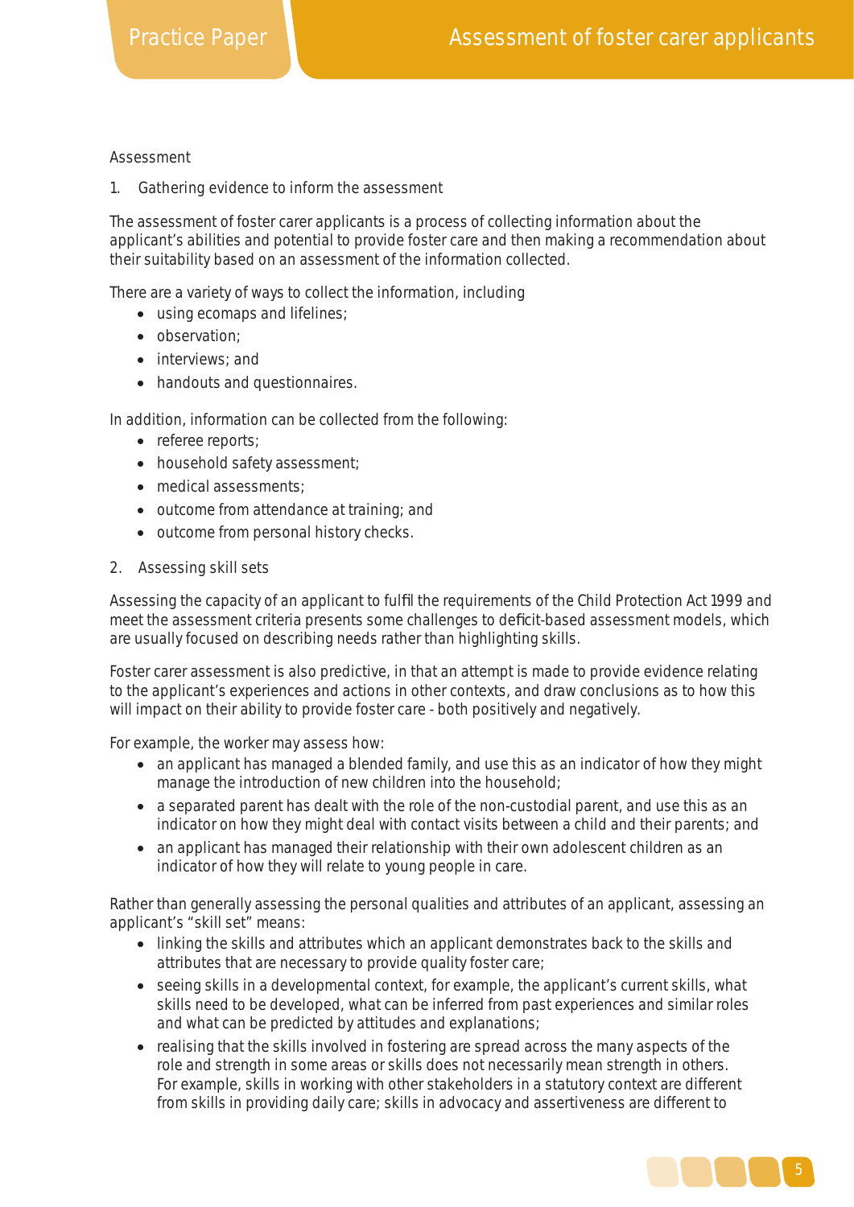## Assessment

### 1. Gathering evidence to inform the assessment

The assessment of foster carer applicants is a process of collecting information about the applicant's abilities and potential to provide foster care and then making a recommendation about their suitability based on an assessment of the information collected.

There are a variety of ways to collect the information, including

- using ecomaps and lifelines;
- observation;
- interviews; and
- handouts and questionnaires.

In addition, information can be collected from the following:

- referee reports;
- household safety assessment;
- medical assessments;
- outcome from attendance at training; and
- outcome from personal history checks.

### 2. Assessing skill sets

Assessing the capacity of an applicant to fulfil the requirements of the Child Protection Act 1999 and meet the assessment criteria presents some challenges to deficit-based assessment models, which are usually focused on describing needs rather than highlighting skills.

Foster carer assessment is also predictive, in that an attempt is made to provide evidence relating to the applicant's experiences and actions in other contexts, and draw conclusions as to how this will impact on their ability to provide foster care - both positively and negatively.

For example, the worker may assess how:

- an applicant has managed a blended family, and use this as an indicator of how they might manage the introduction of new children into the household;
- a separated parent has dealt with the role of the non-custodial parent, and use this as an indicator on how they might deal with contact visits between a child and their parents; and
- an applicant has managed their relationship with their own adolescent children as an indicator of how they will relate to young people in care.

Rather than generally assessing the personal qualities and attributes of an applicant, assessing an applicant's "skill set" means:

- linking the skills and attributes which an applicant demonstrates back to the skills and attributes that are necessary to provide quality foster care;
- seeing skills in a developmental context, for example, the applicant's current skills, what skills need to be developed, what can be inferred from past experiences and similar roles and what can be predicted by attitudes and explanations;
- realising that the skills involved in fostering are spread across the many aspects of the role and strength in some areas or skills does not necessarily mean strength in others. For example, skills in working with other stakeholders in a statutory context are different from skills in providing daily care; skills in advocacy and assertiveness are different to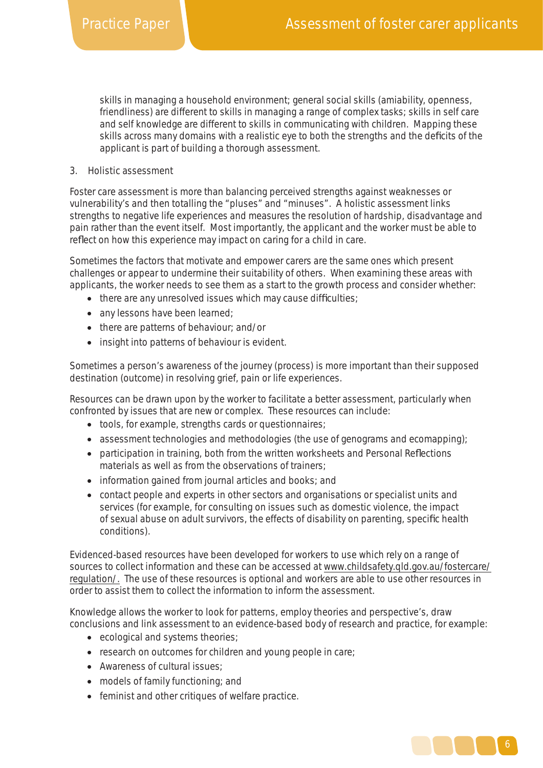skills in managing a household environment; general social skills (amiability, openness, friendliness) are different to skills in managing a range of complex tasks; skills in self care and self knowledge are different to skills in communicating with children. Mapping these skills across many domains with a realistic eye to both the strengths and the deficits of the applicant is part of building a thorough assessment.

3. Holistic assessment

Foster care assessment is more than balancing perceived strengths against weaknesses or vulnerability's and then totalling the "pluses" and "minuses". A holistic assessment links strengths to negative life experiences and measures the resolution of hardship, disadvantage and pain rather than the event itself. Most importantly, the applicant and the worker must be able to reflect on how this experience may impact on caring for a child in care.

Sometimes the factors that motivate and empower carers are the same ones which present challenges or appear to undermine their suitability of others. When examining these areas with applicants, the worker needs to see them as a start to the growth process and consider whether:

- there are any unresolved issues which may cause difficulties;
- any lessons have been learned;
- there are patterns of behaviour; and/or
- insight into patterns of behaviour is evident.

Sometimes a person's awareness of the journey (process) is more important than their supposed destination (outcome) in resolving grief, pain or life experiences.

Resources can be drawn upon by the worker to facilitate a better assessment, particularly when confronted by issues that are new or complex. These resources can include:

- tools, for example, strengths cards or questionnaires;
- assessment technologies and methodologies (the use of genograms and ecomapping);
- participation in training, both from the written worksheets and Personal Reflections materials as well as from the observations of trainers;
- information gained from journal articles and books; and
- contact people and experts in other sectors and organisations or specialist units and services (for example, for consulting on issues such as domestic violence, the impact of sexual abuse on adult survivors, the effects of disability on parenting, specific health conditions).

Evidenced-based resources have been developed for workers to use which rely on a range of sources to collect information and these can be accessed at www.childsafety.qld.gov.au/fostercare/regulation/. The use of these resources is optional and workers are able to use other resources in order to assist them to collect the information to inform the assessment.

Knowledge allows the worker to look for patterns, employ theories and perspective's, draw conclusions and link assessment to an evidence-based body of research and practice, for example:

- ecological and systems theories;
- research on outcomes for children and young people in care;
- Awareness of cultural issues;
- models of family functioning; and
- feminist and other critiques of welfare practice.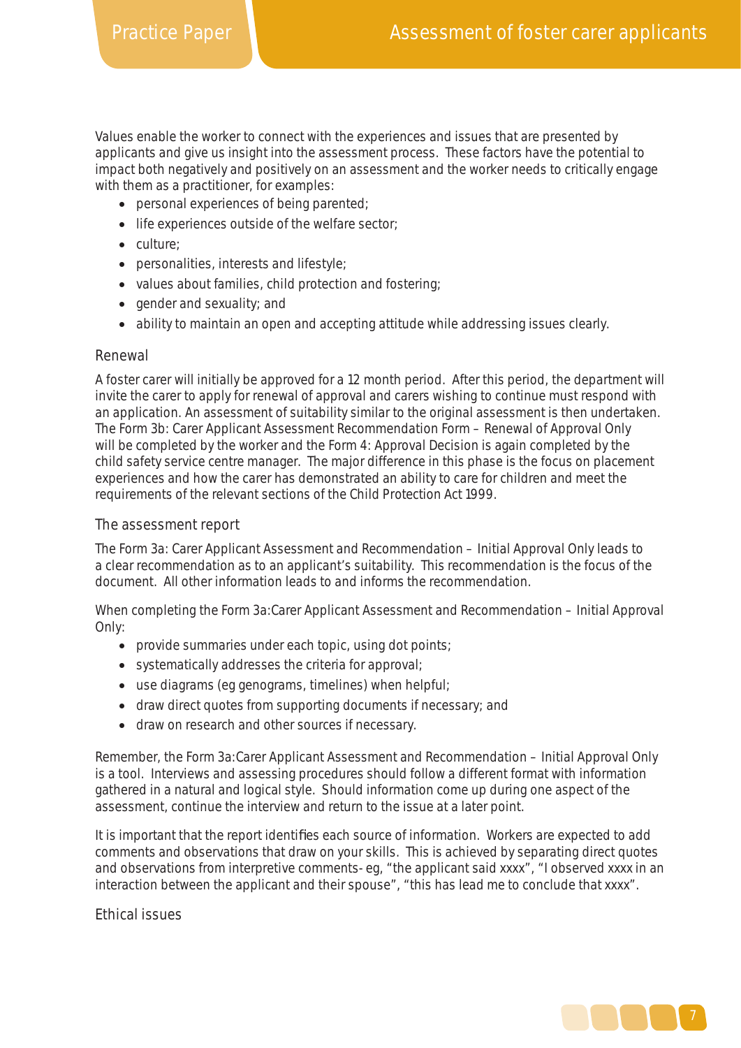Values enable the worker to connect with the experiences and issues that are presented by applicants and give us insight into the assessment process. These factors have the potential to impact both negatively and positively on an assessment and the worker needs to critically engage with them as a practitioner, for examples:

- personal experiences of being parented;
- life experiences outside of the welfare sector;
- culture;
- personalities, interests and lifestyle;
- values about families, child protection and fostering;
- gender and sexuality; and
- ability to maintain an open and accepting attitude while addressing issues clearly.

## Renewal

A foster carer will initially be approved for a 12 month period. After this period, the department will invite the carer to apply for renewal of approval and carers wishing to continue must respond with an application. An assessment of suitability similar to the original assessment is then undertaken. The Form 3b: Carer Applicant Assessment Recommendation Form – Renewal of Approval Only will be completed by the worker and the Form 4: Approval Decision is again completed by the child safety service centre manager. The major difference in this phase is the focus on placement experiences and how the carer has demonstrated an ability to care for children and meet the requirements of the relevant sections of the Child Protection Act 1999.

## The assessment report

The Form 3a: Carer Applicant Assessment and Recommendation – Initial Approval Only leads to a clear recommendation as to an applicant's suitability. This recommendation is the focus of the document. All other information leads to and informs the recommendation.

When completing the Form 3a:Carer Applicant Assessment and Recommendation – Initial Approval Only:

- provide summaries under each topic, using dot points;
- systematically addresses the criteria for approval;
- use diagrams (eg genograms, timelines) when helpful;
- draw direct quotes from supporting documents if necessary; and
- draw on research and other sources if necessary.

Remember, the Form 3a:Carer Applicant Assessment and Recommendation – Initial Approval Only is a tool. Interviews and assessing procedures should follow a different format with information gathered in a natural and logical style. Should information come up during one aspect of the assessment, continue the interview and return to the issue at a later point.

It is important that the report identifies each source of information. Workers are expected to add comments and observations that draw on your skills. This is achieved by separating direct quotes and observations from interpretive comments- eg, "the applicant said xxxx", "I observed xxxx in an interaction between the applicant and their spouse", "this has lead me to conclude that xxxx".

## Ethical issues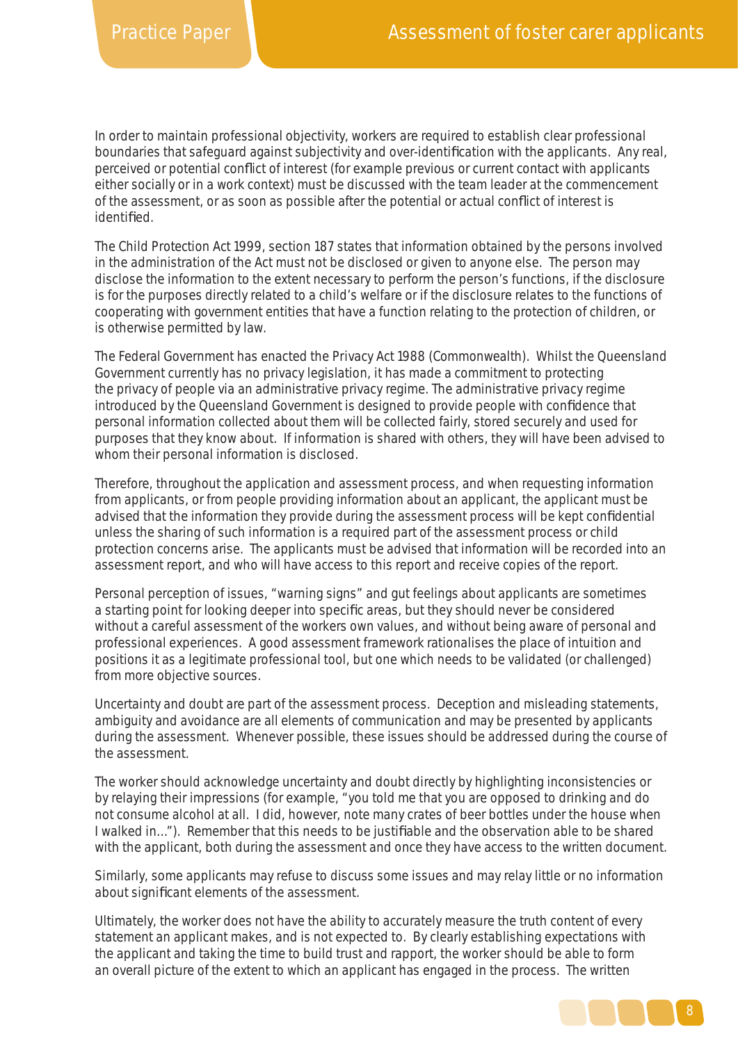In order to maintain professional objectivity, workers are required to establish clear professional boundaries that safeguard against subjectivity and over-identification with the applicants. Any real, perceived or potential conflict of interest (for example previous or current contact with applicants either socially or in a work context) must be discussed with the team leader at the commencement of the assessment, or as soon as possible after the potential or actual conflict of interest is identified.

The Child Protection Act 1999, section 187 states that information obtained by the persons involved in the administration of the Act must not be disclosed or given to anyone else. The person may disclose the information to the extent necessary to perform the person's functions, if the disclosure is for the purposes directly related to a child's welfare or if the disclosure relates to the functions of cooperating with government entities that have a function relating to the protection of children, or is otherwise permitted by law.

The Federal Government has enacted the Privacy Act 1988 (Commonwealth). Whilst the Queensland Government currently has no privacy legislation, it has made a commitment to protecting the privacy of people via an administrative privacy regime. The administrative privacy regime introduced by the Queensland Government is designed to provide people with confidence that personal information collected about them will be collected fairly, stored securely and used for purposes that they know about. If information is shared with others, they will have been advised to whom their personal information is disclosed.

Therefore, throughout the application and assessment process, and when requesting information from applicants, or from people providing information about an applicant, the applicant must be advised that the information they provide during the assessment process will be kept confidential unless the sharing of such information is a required part of the assessment process or child protection concerns arise. The applicants must be advised that information will be recorded into an assessment report, and who will have access to this report and receive copies of the report.

Personal perception of issues, "warning signs" and gut feelings about applicants are sometimes a starting point for looking deeper into specific areas, but they should never be considered without a careful assessment of the workers own values, and without being aware of personal and professional experiences. A good assessment framework rationalises the place of intuition and positions it as a legitimate professional tool, but one which needs to be validated (or challenged) from more objective sources.

Uncertainty and doubt are part of the assessment process. Deception and misleading statements, ambiguity and avoidance are all elements of communication and may be presented by applicants during the assessment. Whenever possible, these issues should be addressed during the course of the assessment.

The worker should acknowledge uncertainty and doubt directly by highlighting inconsistencies or by relaying their impressions (for example, "you told me that you are opposed to drinking and do not consume alcohol at all. I did, however, note many crates of beer bottles under the house when I walked in..."). Remember that this needs to be justifiable and the observation able to be shared with the applicant, both during the assessment and once they have access to the written document.

Similarly, some applicants may refuse to discuss some issues and may relay little or no information about significant elements of the assessment.

Ultimately, the worker does not have the ability to accurately measure the truth content of every statement an applicant makes, and is not expected to. By clearly establishing expectations with the applicant and taking the time to build trust and rapport, the worker should be able to form an overall picture of the extent to which an applicant has engaged in the process. The written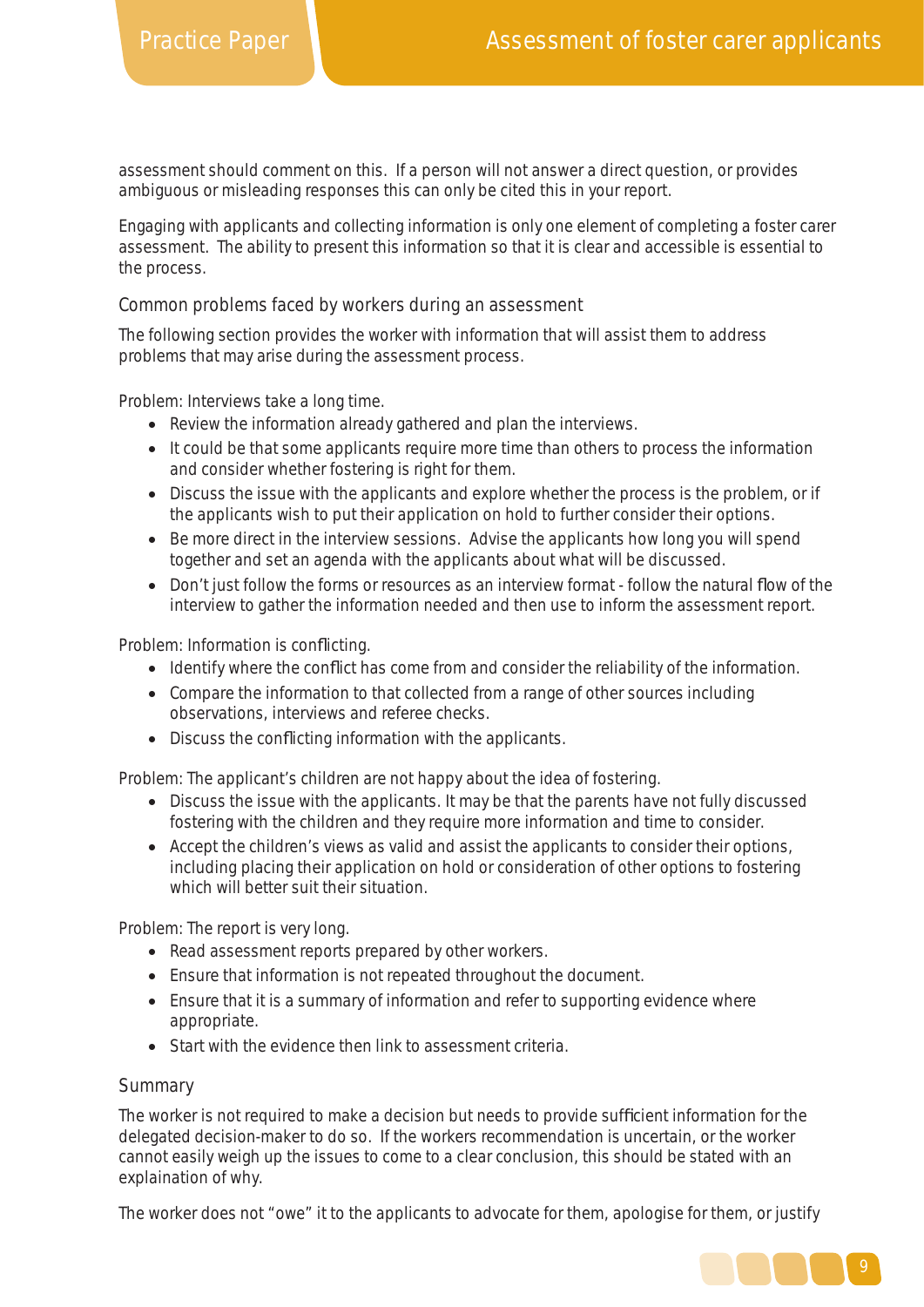assessment should comment on this. If a person will not answer a direct question, or provides ambiguous or misleading responses this can only be cited this in your report.

Engaging with applicants and collecting information is only one element of completing a foster carer assessment. The ability to present this information so that it is clear and accessible is essential to the process.

## Common problems faced by workers during an assessment

The following section provides the worker with information that will assist them to address problems that may arise during the assessment process.

Problem: Interviews take a long time.

- Review the information already gathered and plan the interviews.
- It could be that some applicants require more time than others to process the information and consider whether fostering is right for them.
- Discuss the issue with the applicants and explore whether the process is the problem, or if the applicants wish to put their application on hold to further consider their options.
- Be more direct in the interview sessions. Advise the applicants how long you will spend together and set an agenda with the applicants about what will be discussed.
- Don't just follow the forms or resources as an interview format - follow the natural flow of the interview to gather the information needed and then use to inform the assessment report.

Problem: Information is conflicting.

- Identify where the conflict has come from and consider the reliability of the information.
- Compare the information to that collected from a range of other sources including observations, interviews and referee checks.
- Discuss the conflicting information with the applicants.

Problem: The applicant's children are not happy about the idea of fostering.

- Discuss the issue with the applicants. It may be that the parents have not fully discussed fostering with the children and they require more information and time to consider.
- Accept the children's views as valid and assist the applicants to consider their options, including placing their application on hold or consideration of other options to fostering which will better suit their situation.

Problem: The report is very long.

- Read assessment reports prepared by other workers.
- Ensure that information is not repeated throughout the document.
- Ensure that it is a summary of information and refer to supporting evidence where appropriate.
- Start with the evidence then link to assessment criteria.

## Summary

The worker is not required to make a decision but needs to provide sufficient information for the delegated decision-maker to do so. If the workers recommendation is uncertain, or the worker cannot easily weigh up the issues to come to a clear conclusion, this should be stated with an explaination of why.

The worker does not "owe" it to the applicants to advocate for them, apologise for them, or justify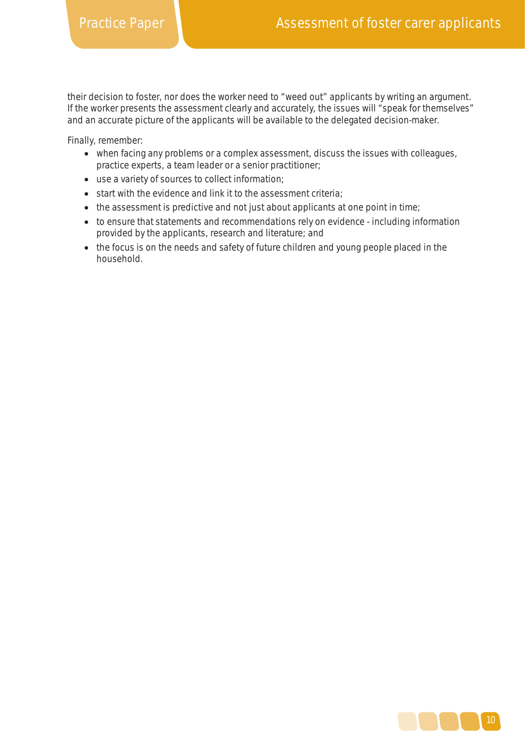their decision to foster, nor does the worker need to "weed out" applicants by writing an argument. If the worker presents the assessment clearly and accurately, the issues will "speak for themselves" and an accurate picture of the applicants will be available to the delegated decision-maker.

Finally, remember:

- when facing any problems or a complex assessment, discuss the issues with colleagues, practice experts, a team leader or a senior practitioner;
- use a variety of sources to collect information;
- start with the evidence and link it to the assessment criteria;
- the assessment is predictive and not just about applicants at one point in time;
- to ensure that statements and recommendations rely on evidence - including information provided by the applicants, research and literature; and
- the focus is on the needs and safety of future children and young people placed in the household.